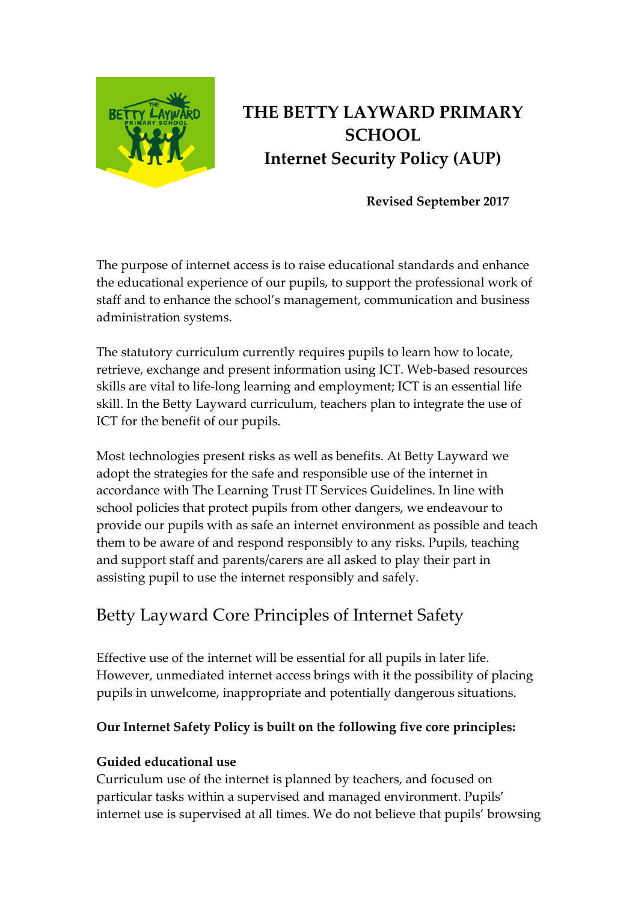# THE BETTY LAYWARD PRIMARY SCHOOL
## Internet Security Policy (AUP)

**Revised September 2017**

The purpose of internet access is to raise educational standards and enhance the educational experience of our pupils, to support the professional work of staff and to enhance the school's management, communication and business administration systems.

The statutory curriculum currently requires pupils to learn how to locate, retrieve, exchange and present information using ICT. Web-based resources skills are vital to life-long learning and employment; ICT is an essential life skill. In the Betty Layward curriculum, teachers plan to integrate the use of ICT for the benefit of our pupils.

Most technologies present risks as well as benefits. At Betty Layward we adopt the strategies for the safe and responsible use of the internet in accordance with The Learning Trust IT Services Guidelines. In line with school policies that protect pupils from other dangers, we endeavour to provide our pupils with as safe an internet environment as possible and teach them to be aware of and respond responsibly to any risks. Pupils, teaching and support staff and parents/carers are all asked to play their part in assisting pupil to use the internet responsibly and safely.

## Betty Layward Core Principles of Internet Safety

Effective use of the internet will be essential for all pupils in later life. However, unmediated internet access brings with it the possibility of placing pupils in unwelcome, inappropriate and potentially dangerous situations.

**Our Internet Safety Policy is built on the following five core principles:**

**Guided educational use**

Curriculum use of the internet is planned by teachers, and focused on particular tasks within a supervised and managed environment. Pupils' internet use is supervised at all times. We do not believe that pupils' browsing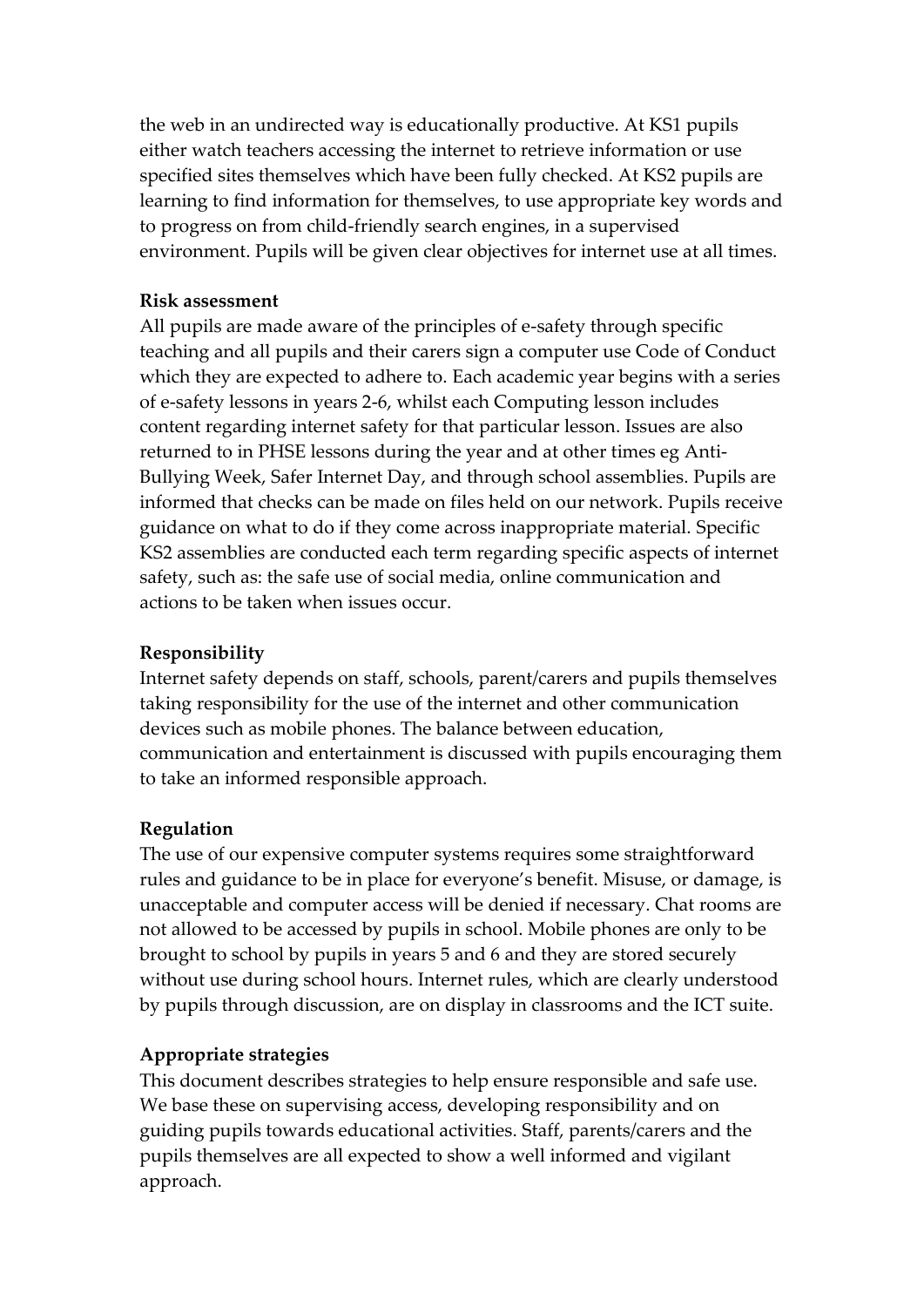the web in an undirected way is educationally productive. At KS1 pupils either watch teachers accessing the internet to retrieve information or use specified sites themselves which have been fully checked. At KS2 pupils are learning to find information for themselves, to use appropriate key words and to progress on from child-friendly search engines, in a supervised environment. Pupils will be given clear objectives for internet use at all times.

**Risk assessment**

All pupils are made aware of the principles of e-safety through specific teaching and all pupils and their carers sign a computer use Code of Conduct which they are expected to adhere to. Each academic year begins with a series of e-safety lessons in years 2-6, whilst each Computing lesson includes content regarding internet safety for that particular lesson. Issues are also returned to in PHSE lessons during the year and at other times eg Anti-Bullying Week, Safer Internet Day, and through school assemblies. Pupils are informed that checks can be made on files held on our network. Pupils receive guidance on what to do if they come across inappropriate material. Specific KS2 assemblies are conducted each term regarding specific aspects of internet safety, such as: the safe use of social media, online communication and actions to be taken when issues occur.

**Responsibility**

Internet safety depends on staff, schools, parent/carers and pupils themselves taking responsibility for the use of the internet and other communication devices such as mobile phones. The balance between education, communication and entertainment is discussed with pupils encouraging them to take an informed responsible approach.

**Regulation**

The use of our expensive computer systems requires some straightforward rules and guidance to be in place for everyone's benefit. Misuse, or damage, is unacceptable and computer access will be denied if necessary. Chat rooms are not allowed to be accessed by pupils in school. Mobile phones are only to be brought to school by pupils in years 5 and 6 and they are stored securely without use during school hours. Internet rules, which are clearly understood by pupils through discussion, are on display in classrooms and the ICT suite.

**Appropriate strategies**

This document describes strategies to help ensure responsible and safe use. We base these on supervising access, developing responsibility and on guiding pupils towards educational activities. Staff, parents/carers and the pupils themselves are all expected to show a well informed and vigilant approach.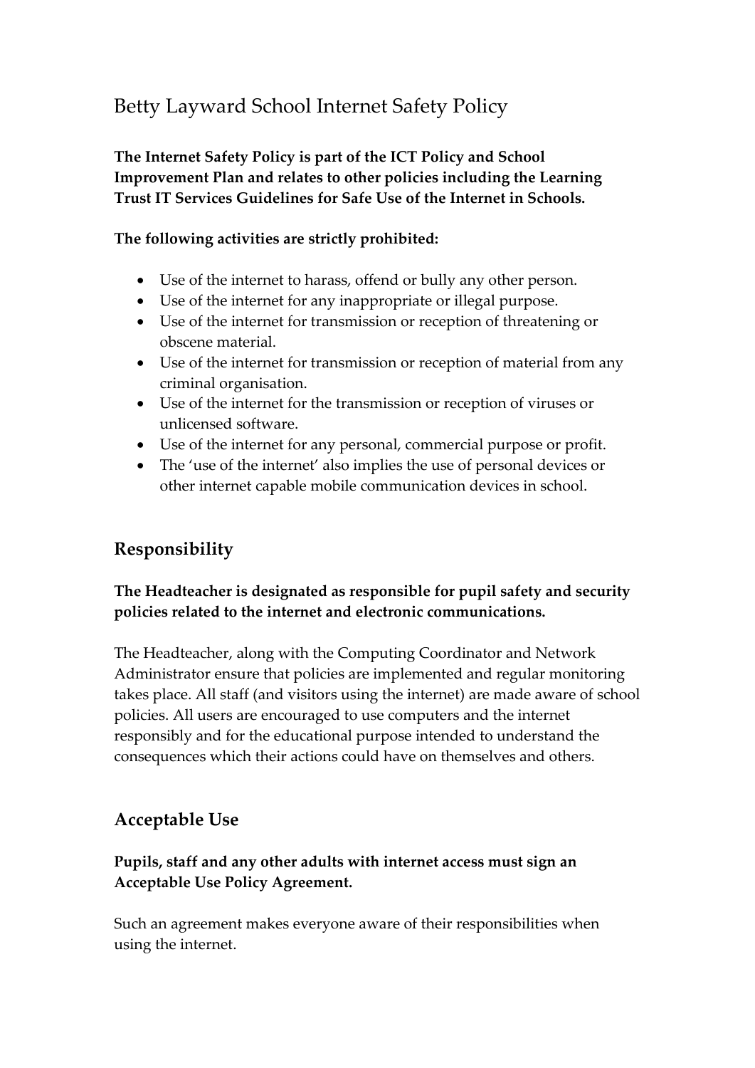# Betty Layward School Internet Safety Policy

**The Internet Safety Policy is part of the ICT Policy and School Improvement Plan and relates to other policies including the Learning Trust IT Services Guidelines for Safe Use of the Internet in Schools.**

**The following activities are strictly prohibited:**

- Use of the internet to harass, offend or bully any other person.
- Use of the internet for any inappropriate or illegal purpose.
- Use of the internet for transmission or reception of threatening or obscene material.
- Use of the internet for transmission or reception of material from any criminal organisation.
- Use of the internet for the transmission or reception of viruses or unlicensed software.
- Use of the internet for any personal, commercial purpose or profit.
- The 'use of the internet' also implies the use of personal devices or other internet capable mobile communication devices in school.

## Responsibility

**The Headteacher is designated as responsible for pupil safety and security policies related to the internet and electronic communications.**

The Headteacher, along with the Computing Coordinator and Network Administrator ensure that policies are implemented and regular monitoring takes place. All staff (and visitors using the internet) are made aware of school policies. All users are encouraged to use computers and the internet responsibly and for the educational purpose intended to understand the consequences which their actions could have on themselves and others.

## Acceptable Use

**Pupils, staff and any other adults with internet access must sign an Acceptable Use Policy Agreement.**

Such an agreement makes everyone aware of their responsibilities when using the internet.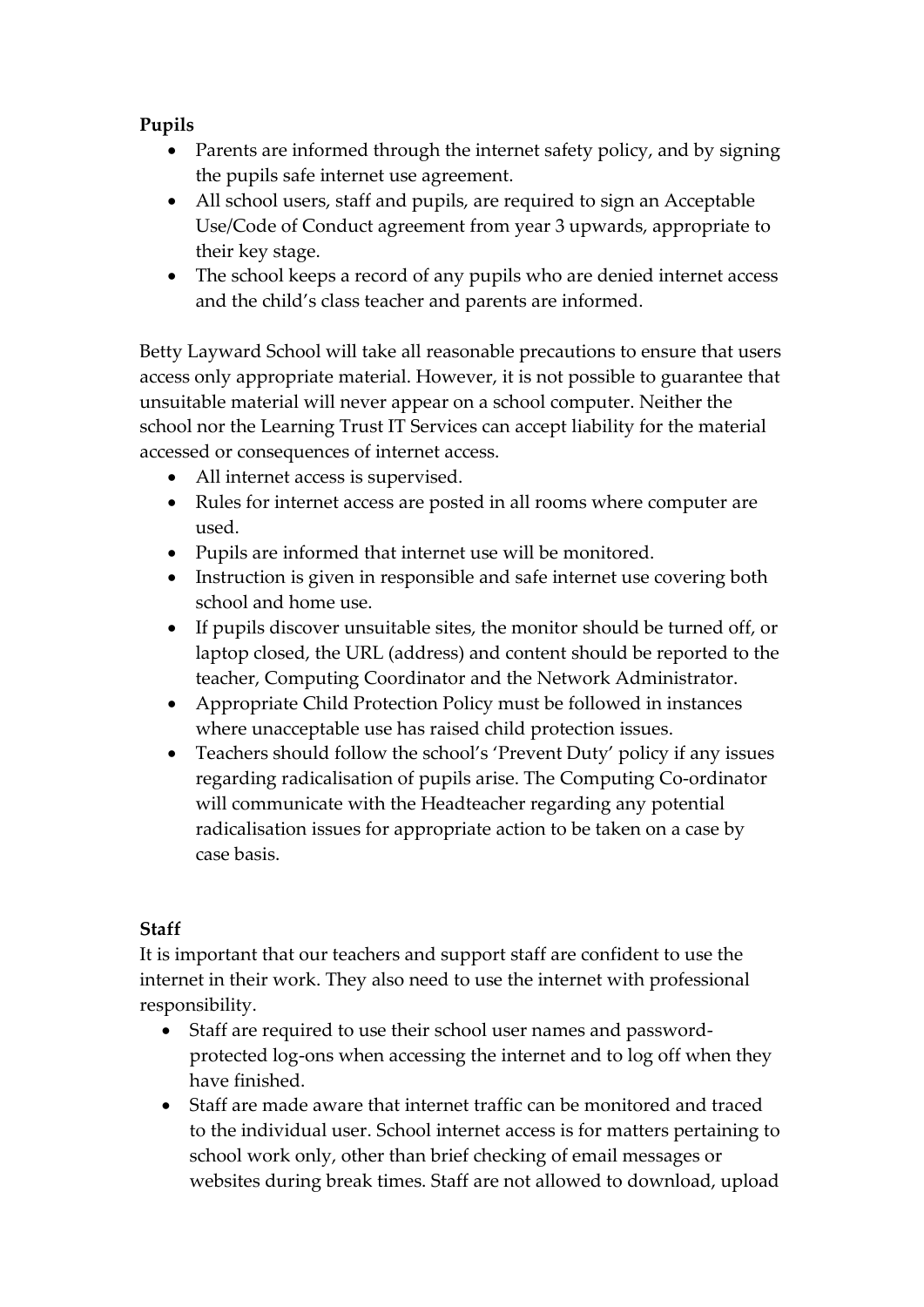**Pupils**

- Parents are informed through the internet safety policy, and by signing the pupils safe internet use agreement.
- All school users, staff and pupils, are required to sign an Acceptable Use/Code of Conduct agreement from year 3 upwards, appropriate to their key stage.
- The school keeps a record of any pupils who are denied internet access and the child's class teacher and parents are informed.

Betty Layward School will take all reasonable precautions to ensure that users access only appropriate material. However, it is not possible to guarantee that unsuitable material will never appear on a school computer. Neither the school nor the Learning Trust IT Services can accept liability for the material accessed or consequences of internet access.

- All internet access is supervised.
- Rules for internet access are posted in all rooms where computer are used.
- Pupils are informed that internet use will be monitored.
- Instruction is given in responsible and safe internet use covering both school and home use.
- If pupils discover unsuitable sites, the monitor should be turned off, or laptop closed, the URL (address) and content should be reported to the teacher, Computing Coordinator and the Network Administrator.
- Appropriate Child Protection Policy must be followed in instances where unacceptable use has raised child protection issues.
- Teachers should follow the school's 'Prevent Duty' policy if any issues regarding radicalisation of pupils arise. The Computing Co-ordinator will communicate with the Headteacher regarding any potential radicalisation issues for appropriate action to be taken on a case by case basis.

**Staff**

It is important that our teachers and support staff are confident to use the internet in their work. They also need to use the internet with professional responsibility.

- Staff are required to use their school user names and password-protected log-ons when accessing the internet and to log off when they have finished.
- Staff are made aware that internet traffic can be monitored and traced to the individual user. School internet access is for matters pertaining to school work only, other than brief checking of email messages or websites during break times. Staff are not allowed to download, upload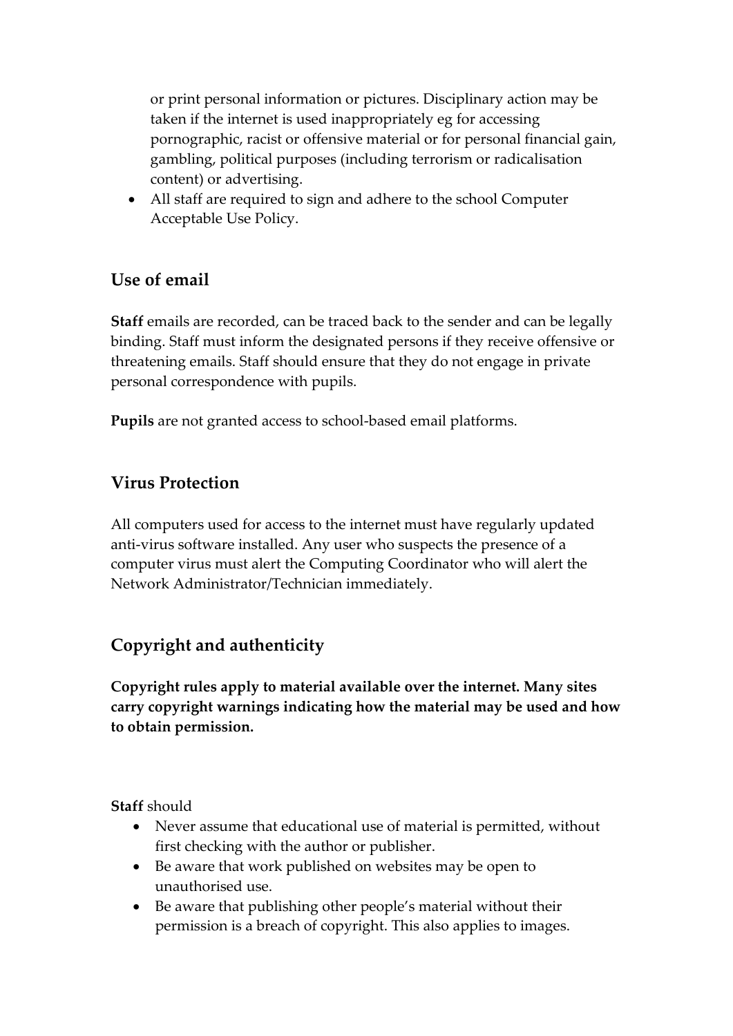or print personal information or pictures. Disciplinary action may be taken if the internet is used inappropriately eg for accessing pornographic, racist or offensive material or for personal financial gain, gambling, political purposes (including terrorism or radicalisation content) or advertising.

- All staff are required to sign and adhere to the school Computer Acceptable Use Policy.

## Use of email

**Staff** emails are recorded, can be traced back to the sender and can be legally binding. Staff must inform the designated persons if they receive offensive or threatening emails. Staff should ensure that they do not engage in private personal correspondence with pupils.

**Pupils** are not granted access to school-based email platforms.

## Virus Protection

All computers used for access to the internet must have regularly updated anti-virus software installed. Any user who suspects the presence of a computer virus must alert the Computing Coordinator who will alert the Network Administrator/Technician immediately.

## Copyright and authenticity

**Copyright rules apply to material available over the internet. Many sites carry copyright warnings indicating how the material may be used and how to obtain permission.**

**Staff** should

- Never assume that educational use of material is permitted, without first checking with the author or publisher.
- Be aware that work published on websites may be open to unauthorised use.
- Be aware that publishing other people's material without their permission is a breach of copyright. This also applies to images.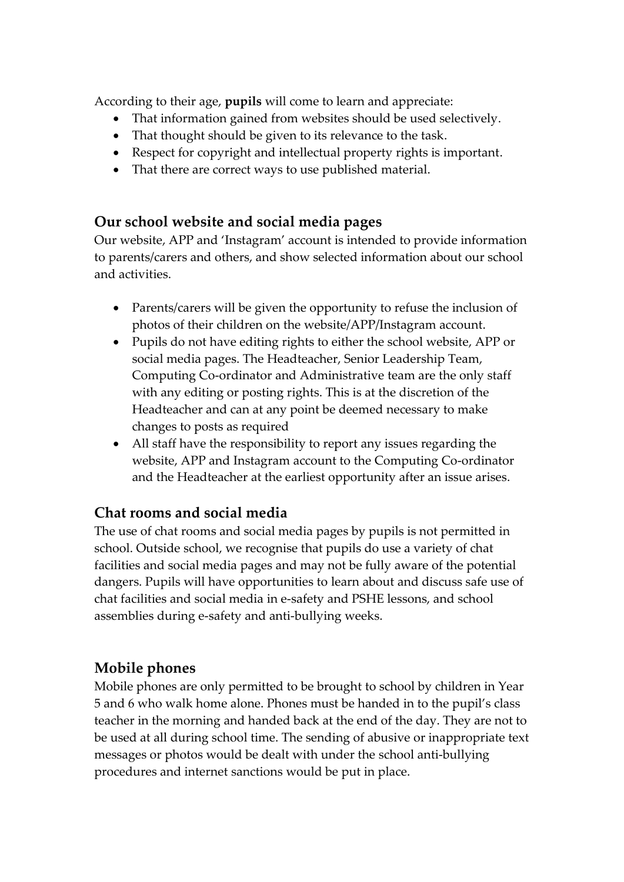According to their age, **pupils** will come to learn and appreciate:

- That information gained from websites should be used selectively.
- That thought should be given to its relevance to the task.
- Respect for copyright and intellectual property rights is important.
- That there are correct ways to use published material.

## Our school website and social media pages

Our website, APP and 'Instagram' account is intended to provide information to parents/carers and others, and show selected information about our school and activities.

- Parents/carers will be given the opportunity to refuse the inclusion of photos of their children on the website/APP/Instagram account.
- Pupils do not have editing rights to either the school website, APP or social media pages. The Headteacher, Senior Leadership Team, Computing Co-ordinator and Administrative team are the only staff with any editing or posting rights. This is at the discretion of the Headteacher and can at any point be deemed necessary to make changes to posts as required
- All staff have the responsibility to report any issues regarding the website, APP and Instagram account to the Computing Co-ordinator and the Headteacher at the earliest opportunity after an issue arises.

## Chat rooms and social media

The use of chat rooms and social media pages by pupils is not permitted in school. Outside school, we recognise that pupils do use a variety of chat facilities and social media pages and may not be fully aware of the potential dangers. Pupils will have opportunities to learn about and discuss safe use of chat facilities and social media in e-safety and PSHE lessons, and school assemblies during e-safety and anti-bullying weeks.

## Mobile phones

Mobile phones are only permitted to be brought to school by children in Year 5 and 6 who walk home alone. Phones must be handed in to the pupil's class teacher in the morning and handed back at the end of the day. They are not to be used at all during school time. The sending of abusive or inappropriate text messages or photos would be dealt with under the school anti-bullying procedures and internet sanctions would be put in place.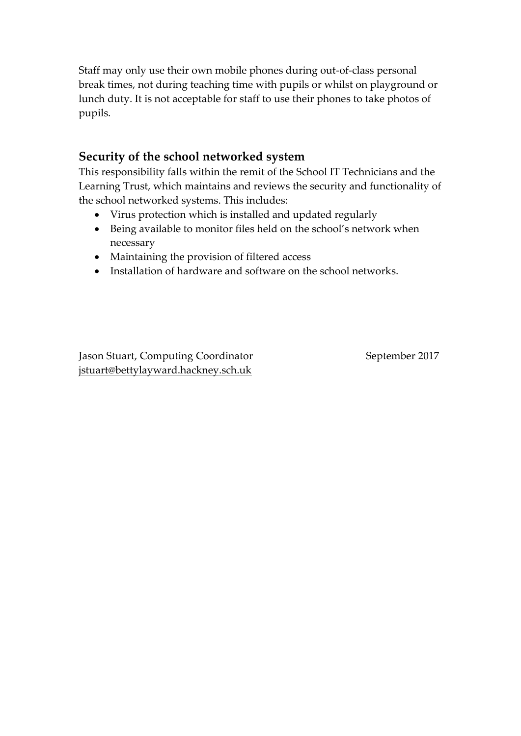Staff may only use their own mobile phones during out-of-class personal break times, not during teaching time with pupils or whilst on playground or lunch duty. It is not acceptable for staff to use their phones to take photos of pupils.

## Security of the school networked system

This responsibility falls within the remit of the School IT Technicians and the Learning Trust, which maintains and reviews the security and functionality of the school networked systems. This includes:

- Virus protection which is installed and updated regularly
- Being available to monitor files held on the school's network when necessary
- Maintaining the provision of filtered access
- Installation of hardware and software on the school networks.

Jason Stuart, Computing Coordinator — September 2017
jstuart@bettylayward.hackney.sch.uk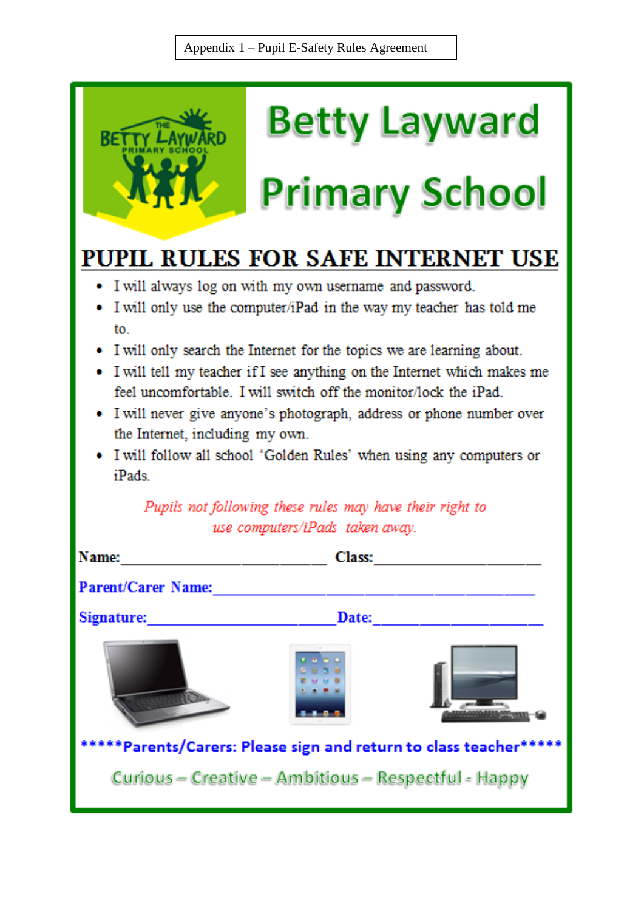Appendix 1 – Pupil E-Safety Rules Agreement

# Betty Layward Primary School

## PUPIL RULES FOR SAFE INTERNET USE

- I will always log on with my own username and password.
- I will only use the computer/iPad in the way my teacher has told me to.
- I will only search the Internet for the topics we are learning about.
- I will tell my teacher if I see anything on the Internet which makes me feel uncomfortable. I will switch off the monitor/lock the iPad.
- I will never give anyone's photograph, address or phone number over the Internet, including my own.
- I will follow all school 'Golden Rules' when using any computers or iPads.

*Pupils not following these rules may have their right to use computers/iPads taken away.*

**Name:**_________________________ **Class:**____________________

**Parent/Carer Name:**______________________________________

**Signature:**_______________________**Date:**____________________

**\*\*\*\*\*Parents/Carers: Please sign and return to class teacher\*\*\*\*\***

Curious – Creative – Ambitious – Respectful - Happy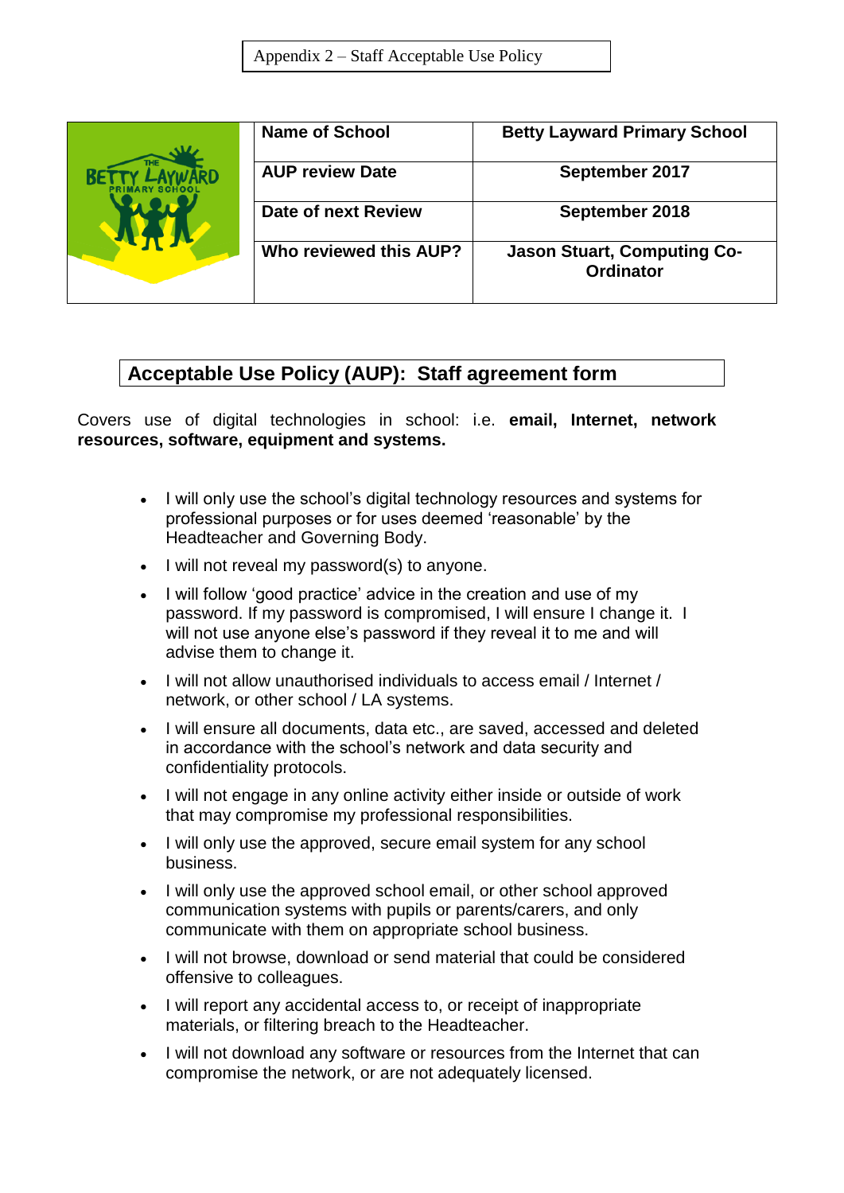Appendix 2 – Staff Acceptable Use Policy

| | | |
|---|---|---|
| | **Name of School** | **Betty Layward Primary School** |
| | **AUP review Date** | **September 2017** |
| | **Date of next Review** | **September 2018** |
| | **Who reviewed this AUP?** | **Jason Stuart, Computing Co-Ordinator** |

## Acceptable Use Policy (AUP): Staff agreement form

Covers use of digital technologies in school: i.e. **email, Internet, network resources, software, equipment and systems.**

- I will only use the school's digital technology resources and systems for professional purposes or for uses deemed 'reasonable' by the Headteacher and Governing Body.
- I will not reveal my password(s) to anyone.
- I will follow 'good practice' advice in the creation and use of my password. If my password is compromised, I will ensure I change it. I will not use anyone else's password if they reveal it to me and will advise them to change it.
- I will not allow unauthorised individuals to access email / Internet / network, or other school / LA systems.
- I will ensure all documents, data etc., are saved, accessed and deleted in accordance with the school's network and data security and confidentiality protocols.
- I will not engage in any online activity either inside or outside of work that may compromise my professional responsibilities.
- I will only use the approved, secure email system for any school business.
- I will only use the approved school email, or other school approved communication systems with pupils or parents/carers, and only communicate with them on appropriate school business.
- I will not browse, download or send material that could be considered offensive to colleagues.
- I will report any accidental access to, or receipt of inappropriate materials, or filtering breach to the Headteacher.
- I will not download any software or resources from the Internet that can compromise the network, or are not adequately licensed.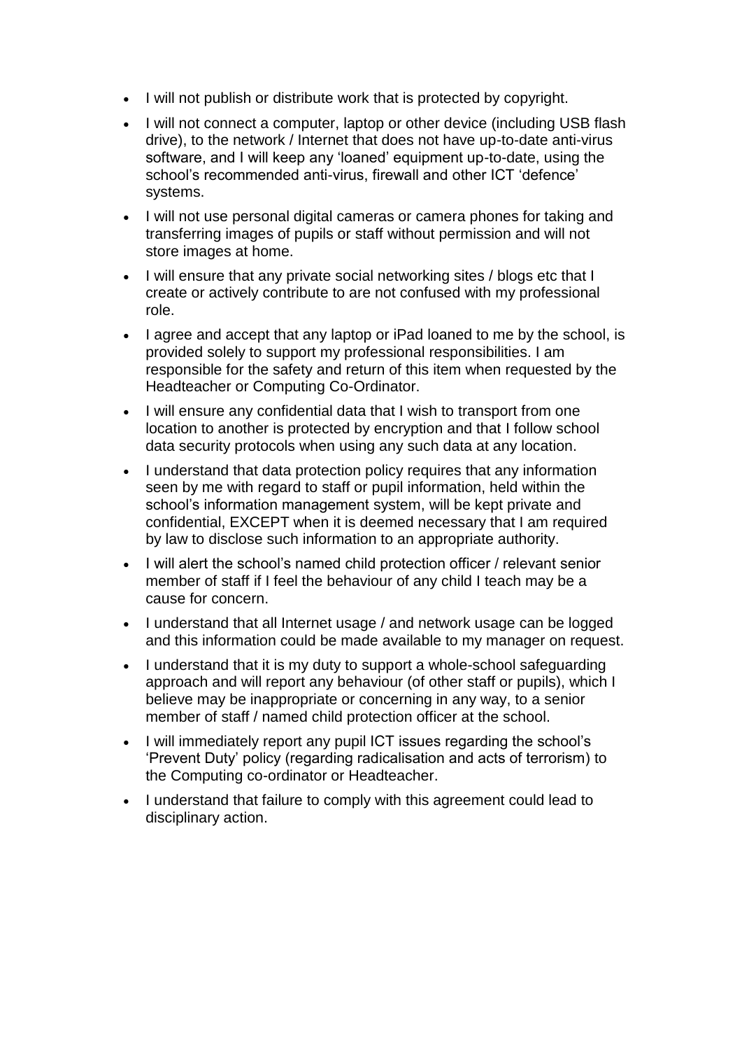- I will not publish or distribute work that is protected by copyright.
- I will not connect a computer, laptop or other device (including USB flash drive), to the network / Internet that does not have up-to-date anti-virus software, and I will keep any 'loaned' equipment up-to-date, using the school's recommended anti-virus, firewall and other ICT 'defence' systems.
- I will not use personal digital cameras or camera phones for taking and transferring images of pupils or staff without permission and will not store images at home.
- I will ensure that any private social networking sites / blogs etc that I create or actively contribute to are not confused with my professional role.
- I agree and accept that any laptop or iPad loaned to me by the school, is provided solely to support my professional responsibilities. I am responsible for the safety and return of this item when requested by the Headteacher or Computing Co-Ordinator.
- I will ensure any confidential data that I wish to transport from one location to another is protected by encryption and that I follow school data security protocols when using any such data at any location.
- I understand that data protection policy requires that any information seen by me with regard to staff or pupil information, held within the school's information management system, will be kept private and confidential, EXCEPT when it is deemed necessary that I am required by law to disclose such information to an appropriate authority.
- I will alert the school's named child protection officer / relevant senior member of staff if I feel the behaviour of any child I teach may be a cause for concern.
- I understand that all Internet usage / and network usage can be logged and this information could be made available to my manager on request.
- I understand that it is my duty to support a whole-school safeguarding approach and will report any behaviour (of other staff or pupils), which I believe may be inappropriate or concerning in any way, to a senior member of staff / named child protection officer at the school.
- I will immediately report any pupil ICT issues regarding the school's 'Prevent Duty' policy (regarding radicalisation and acts of terrorism) to the Computing co-ordinator or Headteacher.
- I understand that failure to comply with this agreement could lead to disciplinary action.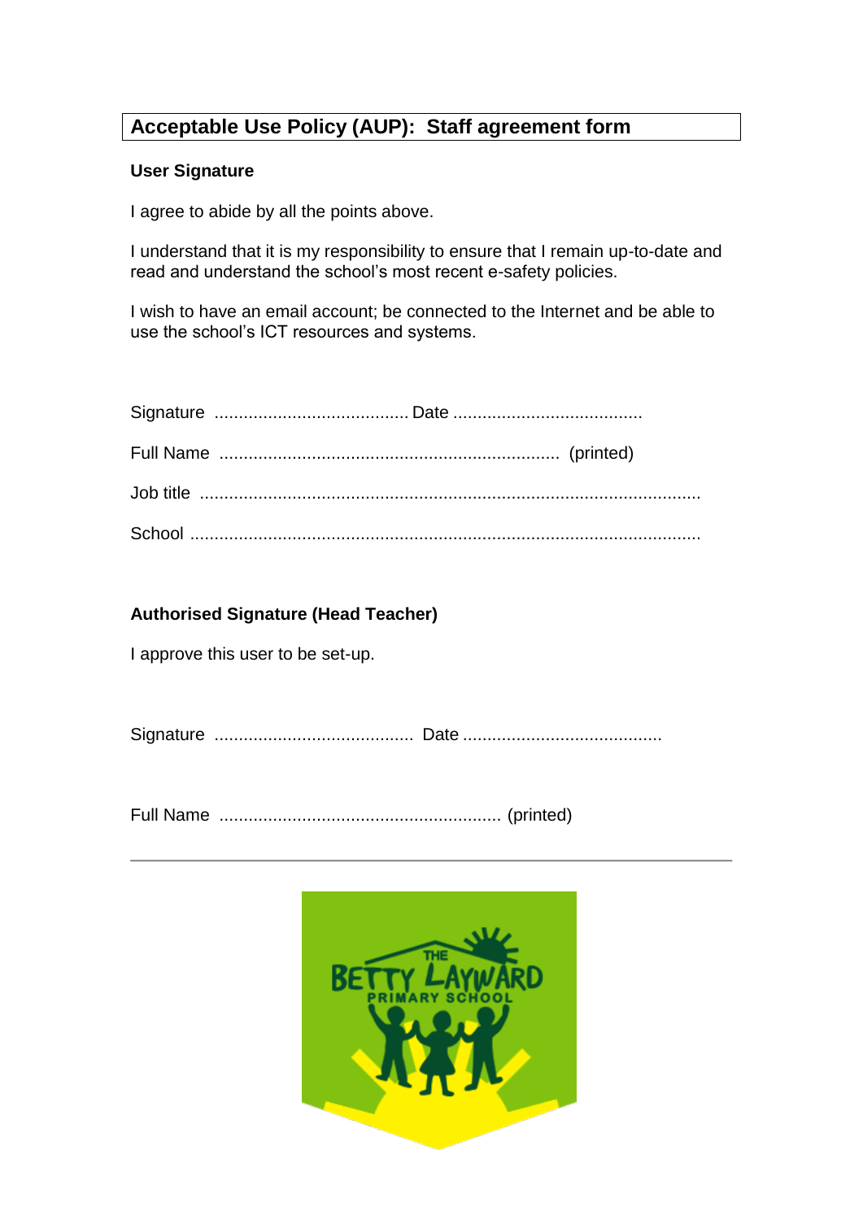# Acceptable Use Policy (AUP): Staff agreement form

**User Signature**

I agree to abide by all the points above.

I understand that it is my responsibility to ensure that I remain up-to-date and read and understand the school's most recent e-safety policies.

I wish to have an email account; be connected to the Internet and be able to use the school's ICT resources and systems.

Signature ........................................ Date .......................................

Full Name ..................................................................... (printed)

Job title .....................................................................................................

School .......................................................................................................

**Authorised Signature (Head Teacher)**

I approve this user to be set-up.

Signature ........................................ Date ........................................

Full Name ......................................................... (printed)

---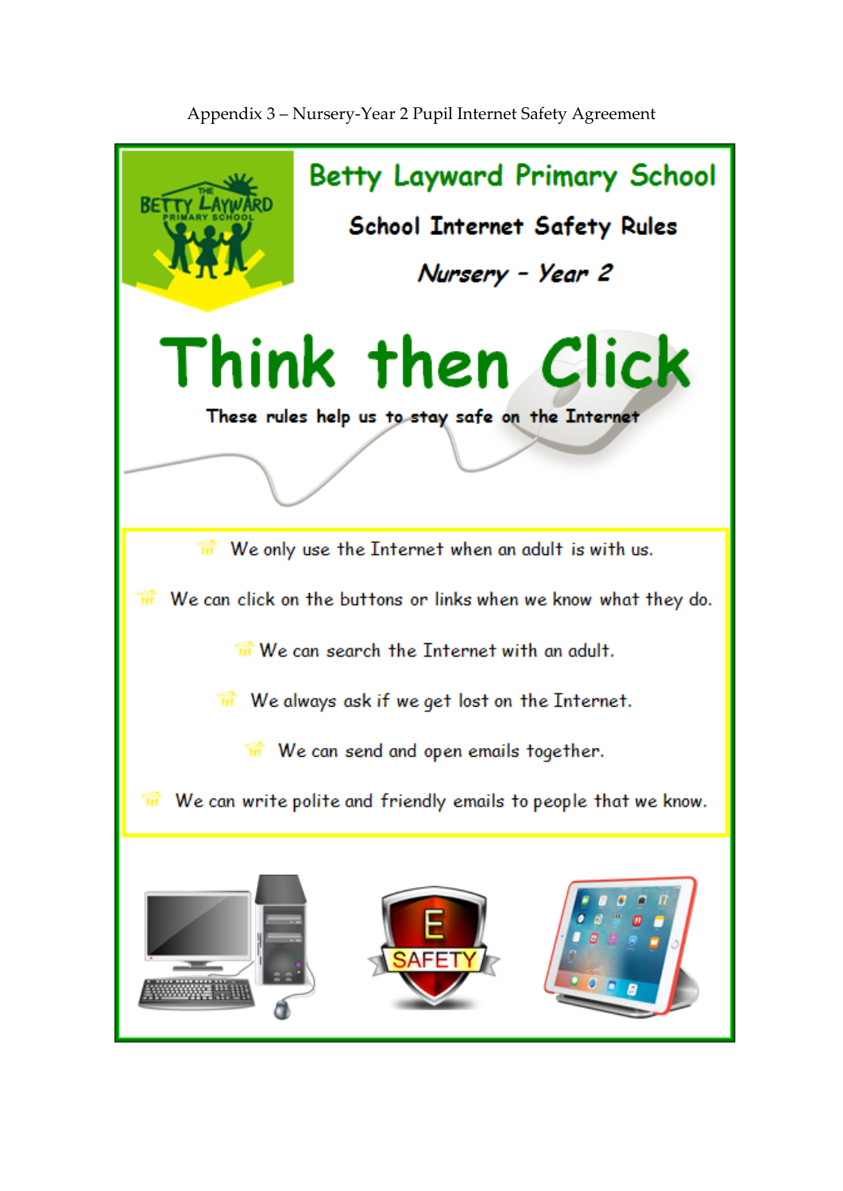Appendix 3 – Nursery-Year 2 Pupil Internet Safety Agreement

# Betty Layward Primary School

## School Internet Safety Rules

### *Nursery - Year 2*

# Think then Click

**These rules help us to stay safe on the Internet**

- We only use the Internet when an adult is with us.
- We can click on the buttons or links when we know what they do.
- We can search the Internet with an adult.
- We always ask if we get lost on the Internet.
- We can send and open emails together.
- We can write polite and friendly emails to people that we know.